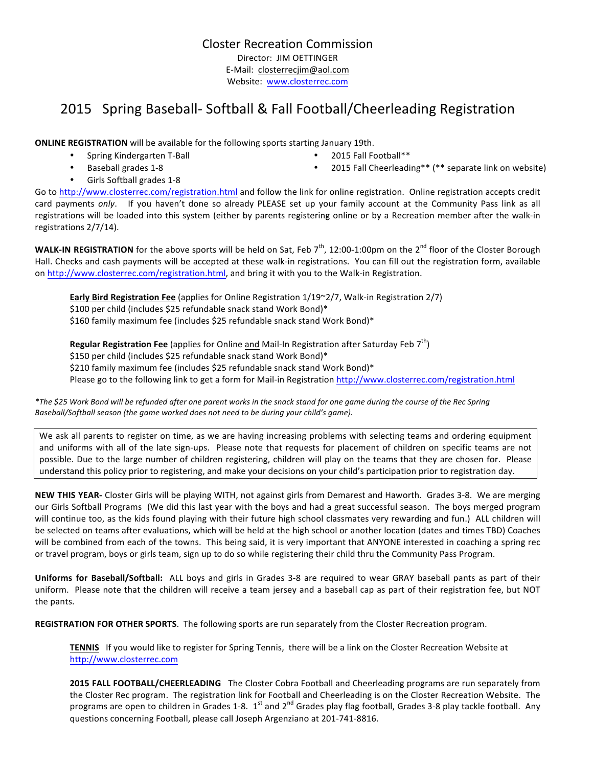# Closter Recreation Commission

Director: JIM OETTINGER
E-Mail: closterrecjim@aol.com
Website: www.closterrec.com

## 2015 Spring Baseball- Softball & Fall Football/Cheerleading Registration

**ONLINE REGISTRATION** will be available for the following sports starting January 19th.

- Spring Kindergarten T-Ball
- Baseball grades 1-8
- Girls Softball grades 1-8
- 2015 Fall Football**
- 2015 Fall Cheerleading** (** separate link on website)

Go to http://www.closterrec.com/registration.html and follow the link for online registration. Online registration accepts credit card payments *only*. If you haven't done so already PLEASE set up your family account at the Community Pass link as all registrations will be loaded into this system (either by parents registering online or by a Recreation member after the walk-in registrations 2/7/14).

**WALK-IN REGISTRATION** for the above sports will be held on Sat, Feb 7th, 12:00-1:00pm on the 2nd floor of the Closter Borough Hall. Checks and cash payments will be accepted at these walk-in registrations. You can fill out the registration form, available on http://www.closterrec.com/registration.html, and bring it with you to the Walk-in Registration.

**Early Bird Registration Fee** (applies for Online Registration 1/19~2/7, Walk-in Registration 2/7)
$100 per child (includes $25 refundable snack stand Work Bond)*
$160 family maximum fee (includes $25 refundable snack stand Work Bond)*

**Regular Registration Fee** (applies for Online and Mail-In Registration after Saturday Feb 7th)
$150 per child (includes $25 refundable snack stand Work Bond)*
$210 family maximum fee (includes $25 refundable snack stand Work Bond)*
Please go to the following link to get a form for Mail-in Registration http://www.closterrec.com/registration.html

*\*The $25 Work Bond will be refunded after one parent works in the snack stand for one game during the course of the Rec Spring Baseball/Softball season (the game worked does not need to be during your child's game).*

We ask all parents to register on time, as we are having increasing problems with selecting teams and ordering equipment and uniforms with all of the late sign-ups. Please note that requests for placement of children on specific teams are not possible. Due to the large number of children registering, children will play on the teams that they are chosen for. Please understand this policy prior to registering, and make your decisions on your child's participation prior to registration day.

**NEW THIS YEAR-** Closter Girls will be playing WITH, not against girls from Demarest and Haworth. Grades 3-8. We are merging our Girls Softball Programs (We did this last year with the boys and had a great successful season. The boys merged program will continue too, as the kids found playing with their future high school classmates very rewarding and fun.) ALL children will be selected on teams after evaluations, which will be held at the high school or another location (dates and times TBD) Coaches will be combined from each of the towns. This being said, it is very important that ANYONE interested in coaching a spring rec or travel program, boys or girls team, sign up to do so while registering their child thru the Community Pass Program.

**Uniforms for Baseball/Softball:** ALL boys and girls in Grades 3-8 are required to wear GRAY baseball pants as part of their uniform. Please note that the children will receive a team jersey and a baseball cap as part of their registration fee, but NOT the pants.

**REGISTRATION FOR OTHER SPORTS**. The following sports are run separately from the Closter Recreation program.

**TENNIS** If you would like to register for Spring Tennis, there will be a link on the Closter Recreation Website at http://www.closterrec.com

**2015 FALL FOOTBALL/CHEERLEADING** The Closter Cobra Football and Cheerleading programs are run separately from the Closter Rec program. The registration link for Football and Cheerleading is on the Closter Recreation Website. The programs are open to children in Grades 1-8. 1st and 2nd Grades play flag football, Grades 3-8 play tackle football. Any questions concerning Football, please call Joseph Argenziano at 201-741-8816.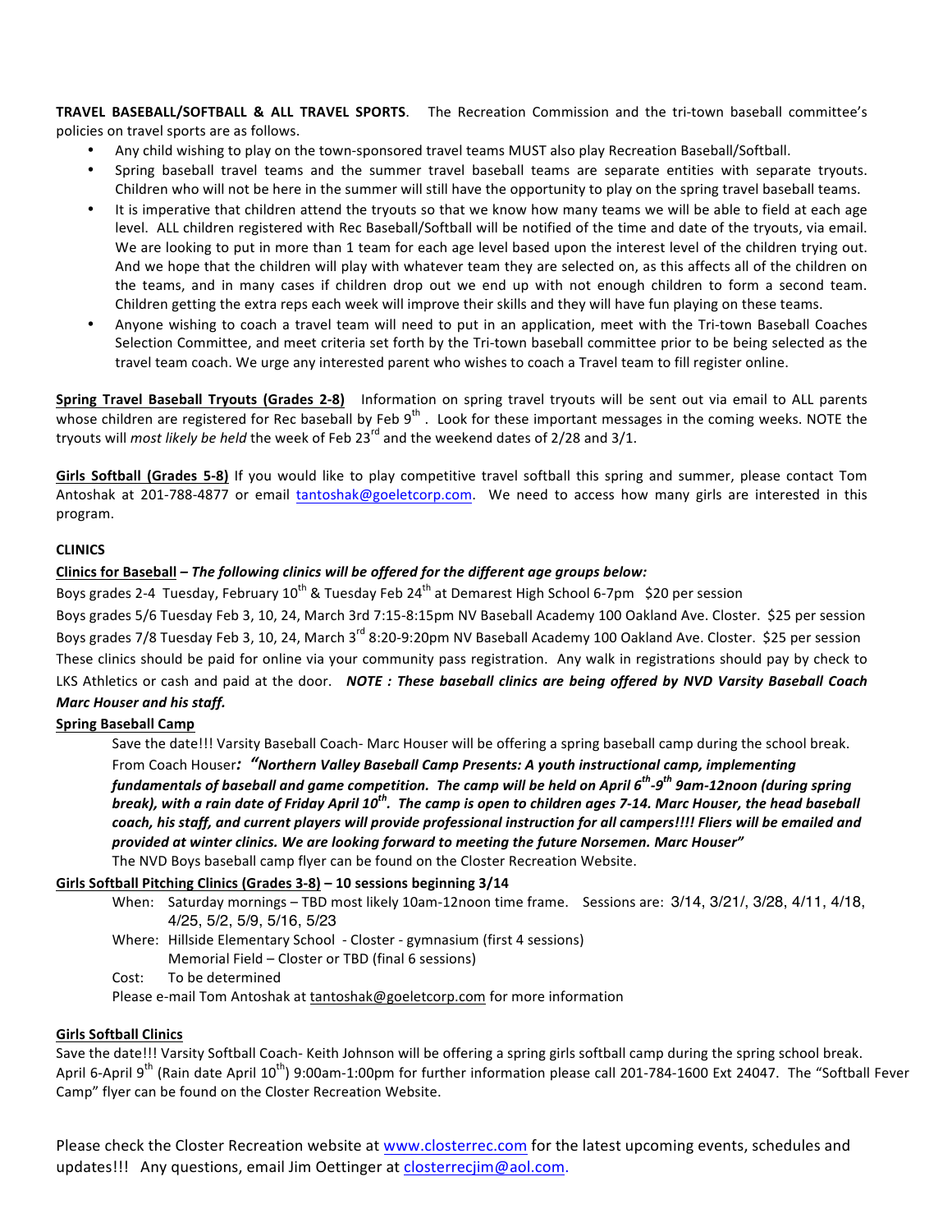**TRAVEL BASEBALL/SOFTBALL & ALL TRAVEL SPORTS**. The Recreation Commission and the tri-town baseball committee's policies on travel sports are as follows.

- Any child wishing to play on the town-sponsored travel teams MUST also play Recreation Baseball/Softball.
- Spring baseball travel teams and the summer travel baseball teams are separate entities with separate tryouts. Children who will not be here in the summer will still have the opportunity to play on the spring travel baseball teams.
- It is imperative that children attend the tryouts so that we know how many teams we will be able to field at each age level. ALL children registered with Rec Baseball/Softball will be notified of the time and date of the tryouts, via email. We are looking to put in more than 1 team for each age level based upon the interest level of the children trying out. And we hope that the children will play with whatever team they are selected on, as this affects all of the children on the teams, and in many cases if children drop out we end up with not enough children to form a second team. Children getting the extra reps each week will improve their skills and they will have fun playing on these teams.
- Anyone wishing to coach a travel team will need to put in an application, meet with the Tri-town Baseball Coaches Selection Committee, and meet criteria set forth by the Tri-town baseball committee prior to be being selected as the travel team coach. We urge any interested parent who wishes to coach a Travel team to fill register online.

**Spring Travel Baseball Tryouts (Grades 2-8)** Information on spring travel tryouts will be sent out via email to ALL parents whose children are registered for Rec baseball by Feb 9th . Look for these important messages in the coming weeks. NOTE the tryouts will *most likely be held* the week of Feb 23rd and the weekend dates of 2/28 and 3/1.

**Girls Softball (Grades 5-8)** If you would like to play competitive travel softball this spring and summer, please contact Tom Antoshak at 201-788-4877 or email tantoshak@goeletcorp.com. We need to access how many girls are interested in this program.

**CLINICS**

**Clinics for Baseball** – ***The following clinics will be offered for the different age groups below:***

Boys grades 2-4 Tuesday, February 10th & Tuesday Feb 24th at Demarest High School 6-7pm $20 per session

Boys grades 5/6 Tuesday Feb 3, 10, 24, March 3rd 7:15-8:15pm NV Baseball Academy 100 Oakland Ave. Closter. $25 per session

Boys grades 7/8 Tuesday Feb 3, 10, 24, March 3rd 8:20-9:20pm NV Baseball Academy 100 Oakland Ave. Closter. $25 per session

These clinics should be paid for online via your community pass registration. Any walk in registrations should pay by check to LKS Athletics or cash and paid at the door. ***NOTE : These baseball clinics are being offered by NVD Varsity Baseball Coach Marc Houser and his staff.***

**Spring Baseball Camp**

Save the date!!! Varsity Baseball Coach- Marc Houser will be offering a spring baseball camp during the school break. From Coach Houser***: "Northern Valley Baseball Camp Presents: A youth instructional camp, implementing fundamentals of baseball and game competition. The camp will be held on April 6th-9th 9am-12noon (during spring break), with a rain date of Friday April 10th. The camp is open to children ages 7-14. Marc Houser, the head baseball coach, his staff, and current players will provide professional instruction for all campers!!!! Fliers will be emailed and provided at winter clinics. We are looking forward to meeting the future Norsemen. Marc Houser"***

The NVD Boys baseball camp flyer can be found on the Closter Recreation Website.

**Girls Softball Pitching Clinics (Grades 3-8) – 10 sessions beginning 3/14**

When: Saturday mornings – TBD most likely 10am-12noon time frame. Sessions are: 3/14, 3/21/, 3/28, 4/11, 4/18, 4/25, 5/2, 5/9, 5/16, 5/23

Where: Hillside Elementary School - Closter - gymnasium (first 4 sessions)
Memorial Field – Closter or TBD (final 6 sessions)

Cost: To be determined

Please e-mail Tom Antoshak at tantoshak@goeletcorp.com for more information

**Girls Softball Clinics**

Save the date!!! Varsity Softball Coach- Keith Johnson will be offering a spring girls softball camp during the spring school break. April 6-April 9th (Rain date April 10th) 9:00am-1:00pm for further information please call 201-784-1600 Ext 24047. The "Softball Fever Camp" flyer can be found on the Closter Recreation Website.

Please check the Closter Recreation website at www.closterrec.com for the latest upcoming events, schedules and updates!!! Any questions, email Jim Oettinger at closterrecjim@aol.com.